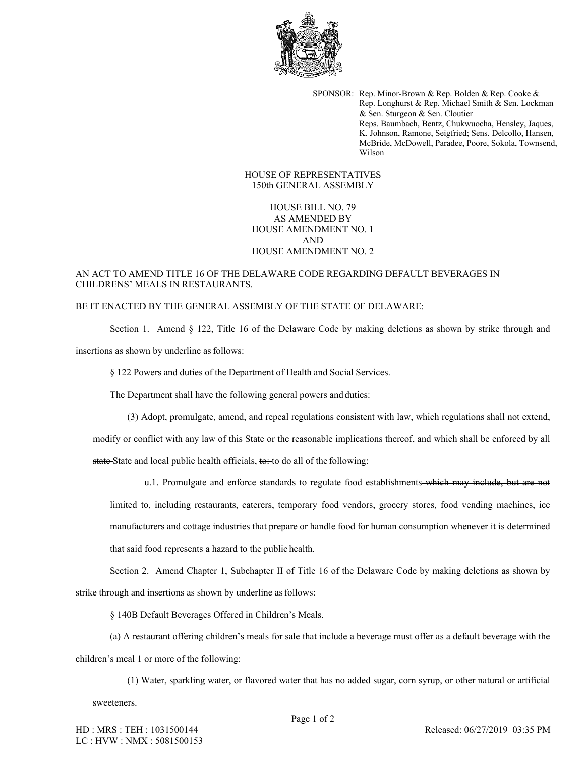SPONSOR: Rep. Minor-Brown & Rep. Bolden & Rep. Cooke & Rep. Longhurst & Rep. Michael Smith & Sen. Lockman & Sen. Sturgeon & Sen. Cloutier
Reps. Baumbach, Bentz, Chukwuocha, Hensley, Jaques, K. Johnson, Ramone, Seigfried; Sens. Delcollo, Hansen, McBride, McDowell, Paradee, Poore, Sokola, Townsend, Wilson

HOUSE OF REPRESENTATIVES
150th GENERAL ASSEMBLY

HOUSE BILL NO. 79
AS AMENDED BY
HOUSE AMENDMENT NO. 1
AND
HOUSE AMENDMENT NO. 2

AN ACT TO AMEND TITLE 16 OF THE DELAWARE CODE REGARDING DEFAULT BEVERAGES IN CHILDRENS' MEALS IN RESTAURANTS.

BE IT ENACTED BY THE GENERAL ASSEMBLY OF THE STATE OF DELAWARE:

Section 1. Amend § 122, Title 16 of the Delaware Code by making deletions as shown by strike through and insertions as shown by underline as follows:

§ 122 Powers and duties of the Department of Health and Social Services.

The Department shall have the following general powers and duties:

(3) Adopt, promulgate, amend, and repeal regulations consistent with law, which regulations shall not extend, modify or conflict with any law of this State or the reasonable implications thereof, and which shall be enforced by all ~~state~~ <u>State</u> and local public health officials, ~~to:~~ <u>to do all of the following:</u>

u.1. Promulgate and enforce standards to regulate food establishments ~~which may include, but are not limited to~~, <u>including</u> restaurants, caterers, temporary food vendors, grocery stores, food vending machines, ice manufacturers and cottage industries that prepare or handle food for human consumption whenever it is determined that said food represents a hazard to the public health.

Section 2. Amend Chapter 1, Subchapter II of Title 16 of the Delaware Code by making deletions as shown by strike through and insertions as shown by underline as follows:

<u>§ 140B Default Beverages Offered in Children's Meals.</u>

<u>(a) A restaurant offering children's meals for sale that include a beverage must offer as a default beverage with the children's meal 1 or more of the following:</u>

<u>(1) Water, sparkling water, or flavored water that has no added sugar, corn syrup, or other natural or artificial sweeteners.</u>

HD : MRS : TEH : 1031500144
LC : HVW : NMX : 5081500153

Released: 06/27/2019 03:35 PM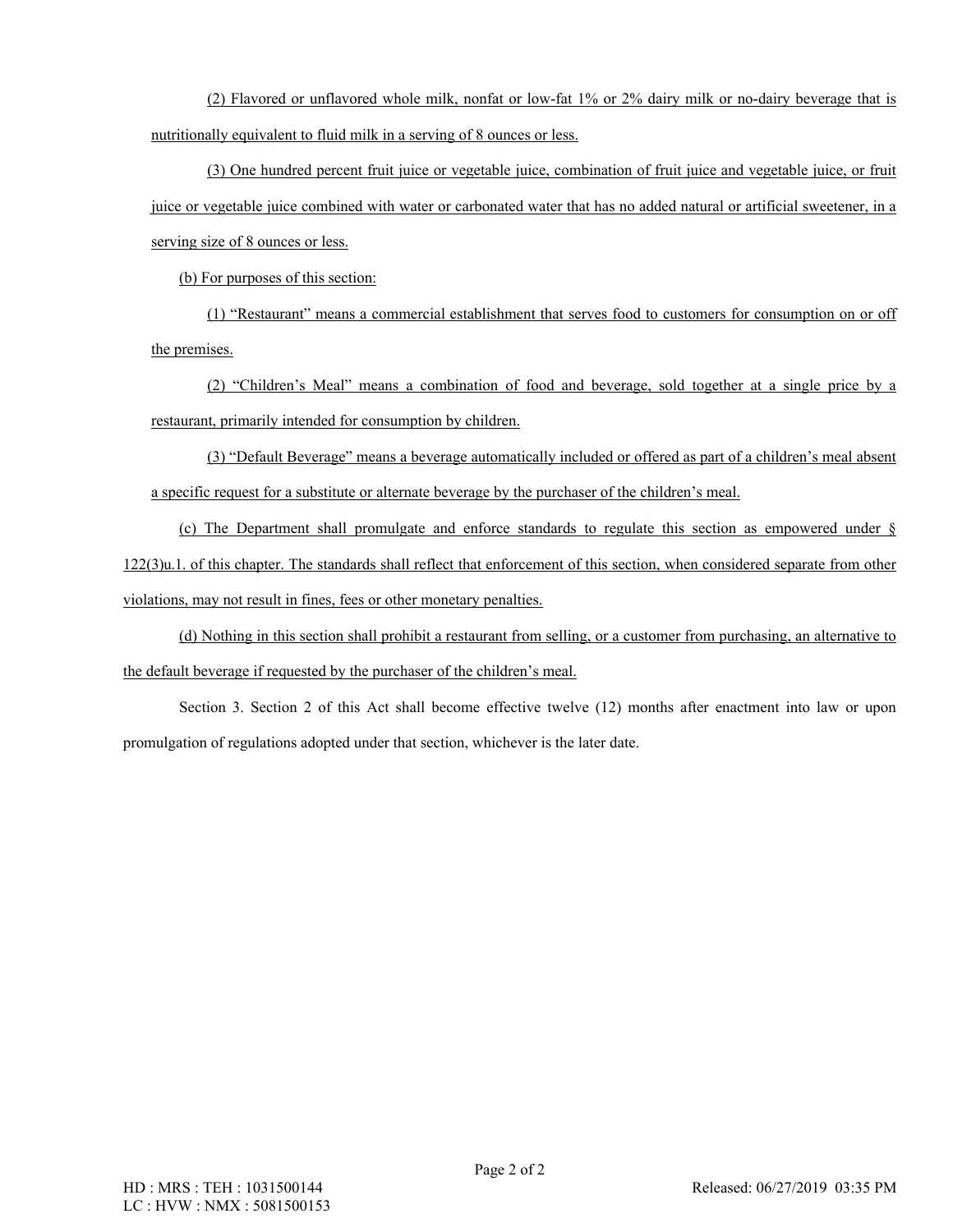(2) Flavored or unflavored whole milk, nonfat or low-fat 1% or 2% dairy milk or no-dairy beverage that is nutritionally equivalent to fluid milk in a serving of 8 ounces or less.

(3) One hundred percent fruit juice or vegetable juice, combination of fruit juice and vegetable juice, or fruit juice or vegetable juice combined with water or carbonated water that has no added natural or artificial sweetener, in a serving size of 8 ounces or less.

(b) For purposes of this section:

(1) "Restaurant" means a commercial establishment that serves food to customers for consumption on or off the premises.

(2) "Children's Meal" means a combination of food and beverage, sold together at a single price by a restaurant, primarily intended for consumption by children.

(3) "Default Beverage" means a beverage automatically included or offered as part of a children's meal absent a specific request for a substitute or alternate beverage by the purchaser of the children's meal.

(c) The Department shall promulgate and enforce standards to regulate this section as empowered under § 122(3)u.1. of this chapter. The standards shall reflect that enforcement of this section, when considered separate from other violations, may not result in fines, fees or other monetary penalties.

(d) Nothing in this section shall prohibit a restaurant from selling, or a customer from purchasing, an alternative to the default beverage if requested by the purchaser of the children's meal.

Section 3. Section 2 of this Act shall become effective twelve (12) months after enactment into law or upon promulgation of regulations adopted under that section, whichever is the later date.

HD : MRS : TEH : 1031500144 Released: 06/27/2019 03:35 PM
LC : HVW : NMX : 5081500153